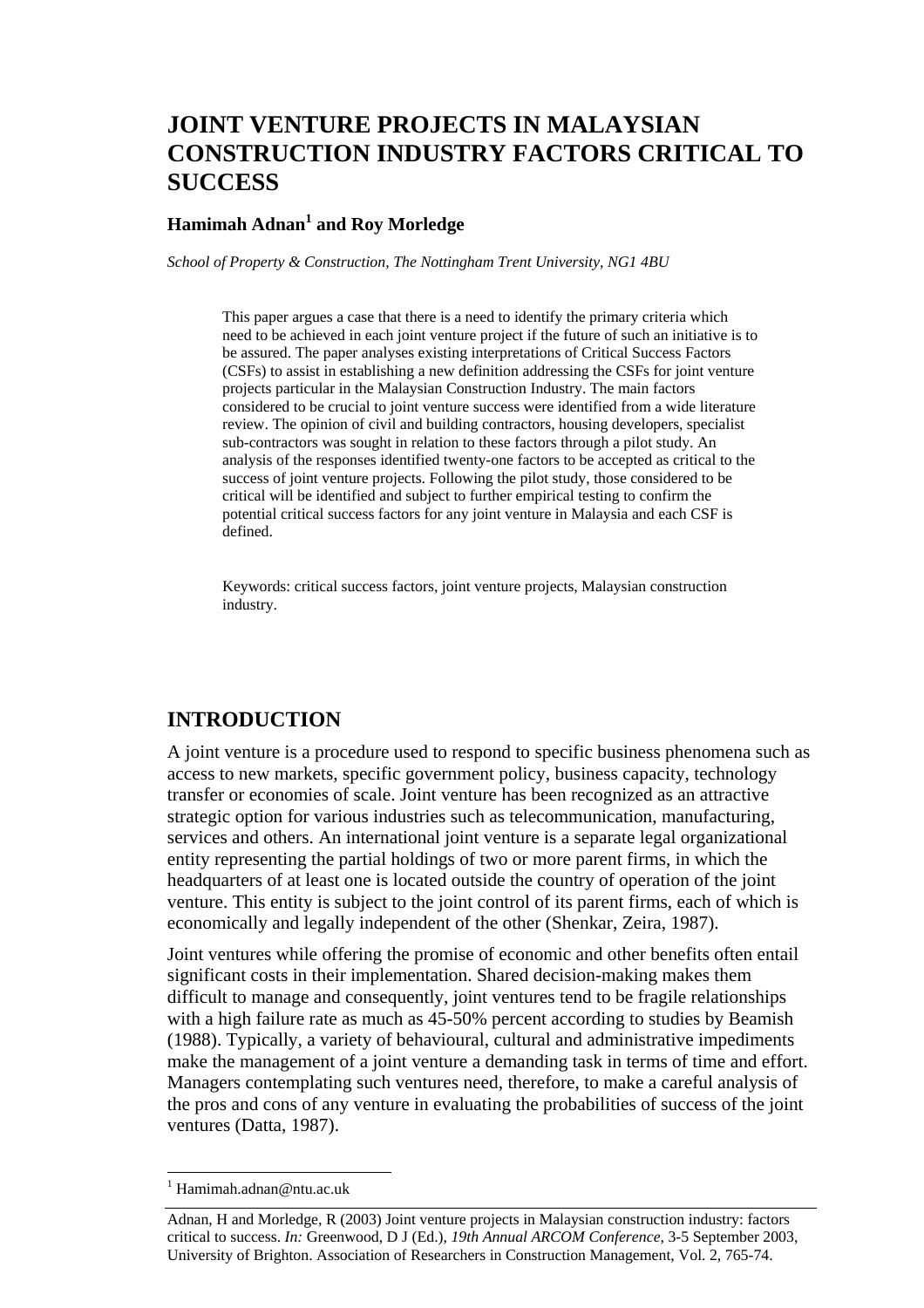# JOINT VENTURE PROJECTS IN MALAYSIAN CONSTRUCTION INDUSTRY FACTORS CRITICAL TO SUCCESS

**Hamimah Adnan[1] and Roy Morledge**

*School of Property & Construction, The Nottingham Trent University, NG1 4BU*

This paper argues a case that there is a need to identify the primary criteria which need to be achieved in each joint venture project if the future of such an initiative is to be assured. The paper analyses existing interpretations of Critical Success Factors (CSFs) to assist in establishing a new definition addressing the CSFs for joint venture projects particular in the Malaysian Construction Industry. The main factors considered to be crucial to joint venture success were identified from a wide literature review. The opinion of civil and building contractors, housing developers, specialist sub-contractors was sought in relation to these factors through a pilot study. An analysis of the responses identified twenty-one factors to be accepted as critical to the success of joint venture projects. Following the pilot study, those considered to be critical will be identified and subject to further empirical testing to confirm the potential critical success factors for any joint venture in Malaysia and each CSF is defined.

Keywords: critical success factors, joint venture projects, Malaysian construction industry.

## INTRODUCTION

A joint venture is a procedure used to respond to specific business phenomena such as access to new markets, specific government policy, business capacity, technology transfer or economies of scale. Joint venture has been recognized as an attractive strategic option for various industries such as telecommunication, manufacturing, services and others. An international joint venture is a separate legal organizational entity representing the partial holdings of two or more parent firms, in which the headquarters of at least one is located outside the country of operation of the joint venture. This entity is subject to the joint control of its parent firms, each of which is economically and legally independent of the other (Shenkar, Zeira, 1987).

Joint ventures while offering the promise of economic and other benefits often entail significant costs in their implementation. Shared decision-making makes them difficult to manage and consequently, joint ventures tend to be fragile relationships with a high failure rate as much as 45-50% percent according to studies by Beamish (1988). Typically, a variety of behavioural, cultural and administrative impediments make the management of a joint venture a demanding task in terms of time and effort. Managers contemplating such ventures need, therefore, to make a careful analysis of the pros and cons of any venture in evaluating the probabilities of success of the joint ventures (Datta, 1987).

[1] Hamimah.adnan@ntu.ac.uk

Adnan, H and Morledge, R (2003) Joint venture projects in Malaysian construction industry: factors critical to success. *In:* Greenwood, D J (Ed.), *19th Annual ARCOM Conference*, 3-5 September 2003, University of Brighton. Association of Researchers in Construction Management, Vol. 2, 765-74.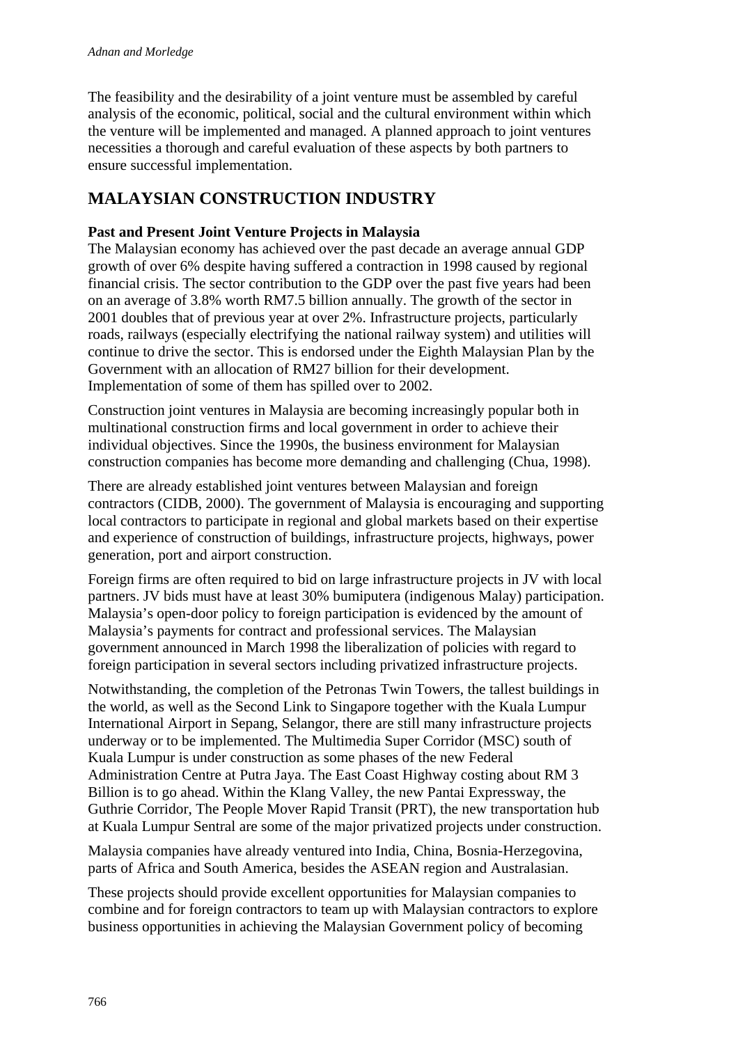The feasibility and the desirability of a joint venture must be assembled by careful analysis of the economic, political, social and the cultural environment within which the venture will be implemented and managed. A planned approach to joint ventures necessities a thorough and careful evaluation of these aspects by both partners to ensure successful implementation.

## MALAYSIAN CONSTRUCTION INDUSTRY

### Past and Present Joint Venture Projects in Malaysia

The Malaysian economy has achieved over the past decade an average annual GDP growth of over 6% despite having suffered a contraction in 1998 caused by regional financial crisis. The sector contribution to the GDP over the past five years had been on an average of 3.8% worth RM7.5 billion annually. The growth of the sector in 2001 doubles that of previous year at over 2%. Infrastructure projects, particularly roads, railways (especially electrifying the national railway system) and utilities will continue to drive the sector. This is endorsed under the Eighth Malaysian Plan by the Government with an allocation of RM27 billion for their development. Implementation of some of them has spilled over to 2002.

Construction joint ventures in Malaysia are becoming increasingly popular both in multinational construction firms and local government in order to achieve their individual objectives. Since the 1990s, the business environment for Malaysian construction companies has become more demanding and challenging (Chua, 1998).

There are already established joint ventures between Malaysian and foreign contractors (CIDB, 2000). The government of Malaysia is encouraging and supporting local contractors to participate in regional and global markets based on their expertise and experience of construction of buildings, infrastructure projects, highways, power generation, port and airport construction.

Foreign firms are often required to bid on large infrastructure projects in JV with local partners. JV bids must have at least 30% bumiputera (indigenous Malay) participation. Malaysia's open-door policy to foreign participation is evidenced by the amount of Malaysia's payments for contract and professional services. The Malaysian government announced in March 1998 the liberalization of policies with regard to foreign participation in several sectors including privatized infrastructure projects.

Notwithstanding, the completion of the Petronas Twin Towers, the tallest buildings in the world, as well as the Second Link to Singapore together with the Kuala Lumpur International Airport in Sepang, Selangor, there are still many infrastructure projects underway or to be implemented. The Multimedia Super Corridor (MSC) south of Kuala Lumpur is under construction as some phases of the new Federal Administration Centre at Putra Jaya. The East Coast Highway costing about RM 3 Billion is to go ahead. Within the Klang Valley, the new Pantai Expressway, the Guthrie Corridor, The People Mover Rapid Transit (PRT), the new transportation hub at Kuala Lumpur Sentral are some of the major privatized projects under construction.

Malaysia companies have already ventured into India, China, Bosnia-Herzegovina, parts of Africa and South America, besides the ASEAN region and Australasian.

These projects should provide excellent opportunities for Malaysian companies to combine and for foreign contractors to team up with Malaysian contractors to explore business opportunities in achieving the Malaysian Government policy of becoming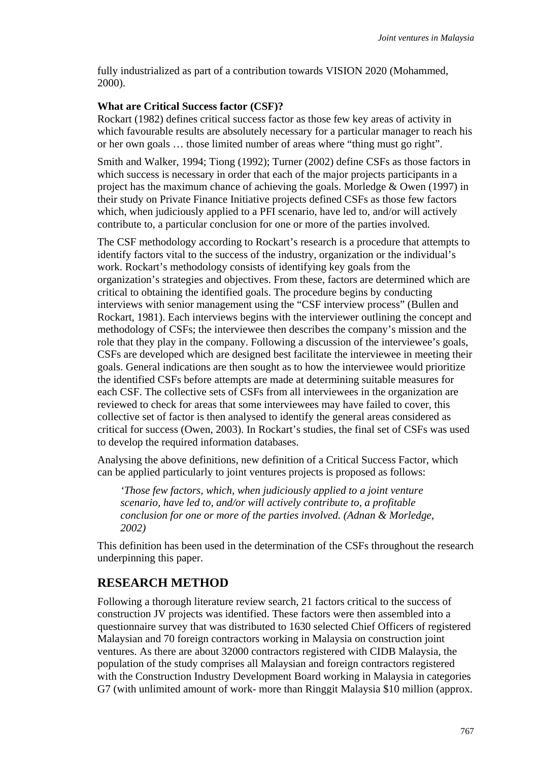fully industrialized as part of a contribution towards VISION 2020 (Mohammed, 2000).

### What are Critical Success factor (CSF)?

Rockart (1982) defines critical success factor as those few key areas of activity in which favourable results are absolutely necessary for a particular manager to reach his or her own goals … those limited number of areas where "thing must go right".

Smith and Walker, 1994; Tiong (1992); Turner (2002) define CSFs as those factors in which success is necessary in order that each of the major projects participants in a project has the maximum chance of achieving the goals. Morledge & Owen (1997) in their study on Private Finance Initiative projects defined CSFs as those few factors which, when judiciously applied to a PFI scenario, have led to, and/or will actively contribute to, a particular conclusion for one or more of the parties involved.

The CSF methodology according to Rockart's research is a procedure that attempts to identify factors vital to the success of the industry, organization or the individual's work. Rockart's methodology consists of identifying key goals from the organization's strategies and objectives. From these, factors are determined which are critical to obtaining the identified goals. The procedure begins by conducting interviews with senior management using the "CSF interview process" (Bullen and Rockart, 1981). Each interviews begins with the interviewer outlining the concept and methodology of CSFs; the interviewee then describes the company's mission and the role that they play in the company. Following a discussion of the interviewee's goals, CSFs are developed which are designed best facilitate the interviewee in meeting their goals. General indications are then sought as to how the interviewee would prioritize the identified CSFs before attempts are made at determining suitable measures for each CSF. The collective sets of CSFs from all interviewees in the organization are reviewed to check for areas that some interviewees may have failed to cover, this collective set of factor is then analysed to identify the general areas considered as critical for success (Owen, 2003). In Rockart's studies, the final set of CSFs was used to develop the required information databases.

Analysing the above definitions, new definition of a Critical Success Factor, which can be applied particularly to joint ventures projects is proposed as follows:

> *'Those few factors, which, when judiciously applied to a joint venture scenario, have led to, and/or will actively contribute to, a profitable conclusion for one or more of the parties involved. (Adnan & Morledge, 2002)*

This definition has been used in the determination of the CSFs throughout the research underpinning this paper.

## RESEARCH METHOD

Following a thorough literature review search, 21 factors critical to the success of construction JV projects was identified. These factors were then assembled into a questionnaire survey that was distributed to 1630 selected Chief Officers of registered Malaysian and 70 foreign contractors working in Malaysia on construction joint ventures. As there are about 32000 contractors registered with CIDB Malaysia, the population of the study comprises all Malaysian and foreign contractors registered with the Construction Industry Development Board working in Malaysia in categories G7 (with unlimited amount of work- more than Ringgit Malaysia $10 million (approx.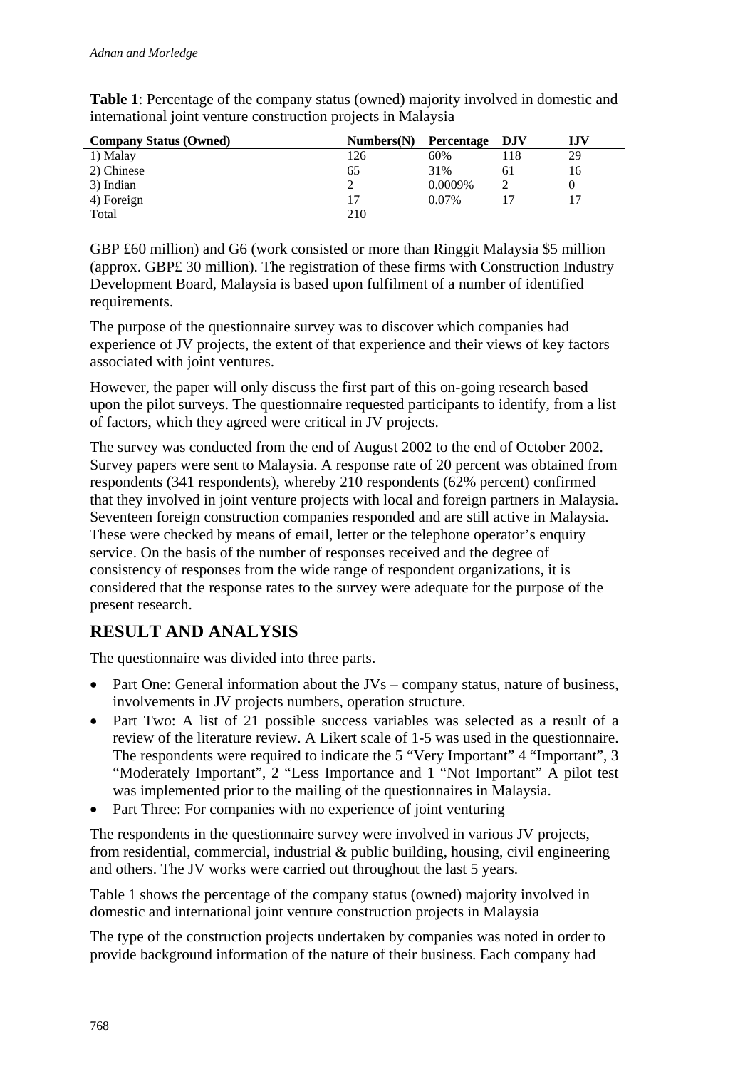**Table 1**: Percentage of the company status (owned) majority involved in domestic and international joint venture construction projects in Malaysia

| Company Status (Owned) | Numbers(N) | Percentage | DJV | IJV |
|---|---|---|---|---|
| 1) Malay | 126 | 60% | 118 | 29 |
| 2) Chinese | 65 | 31% | 61 | 16 |
| 3) Indian | 2 | 0.0009% | 2 | 0 |
| 4) Foreign | 17 | 0.07% | 17 | 17 |
| Total | 210 | | | |

GBP £60 million) and G6 (work consisted or more than Ringgit Malaysia $5 million (approx. GBP£ 30 million). The registration of these firms with Construction Industry Development Board, Malaysia is based upon fulfilment of a number of identified requirements.

The purpose of the questionnaire survey was to discover which companies had experience of JV projects, the extent of that experience and their views of key factors associated with joint ventures.

However, the paper will only discuss the first part of this on-going research based upon the pilot surveys. The questionnaire requested participants to identify, from a list of factors, which they agreed were critical in JV projects.

The survey was conducted from the end of August 2002 to the end of October 2002. Survey papers were sent to Malaysia. A response rate of 20 percent was obtained from respondents (341 respondents), whereby 210 respondents (62% percent) confirmed that they involved in joint venture projects with local and foreign partners in Malaysia. Seventeen foreign construction companies responded and are still active in Malaysia. These were checked by means of email, letter or the telephone operator's enquiry service. On the basis of the number of responses received and the degree of consistency of responses from the wide range of respondent organizations, it is considered that the response rates to the survey were adequate for the purpose of the present research.

## RESULT AND ANALYSIS

The questionnaire was divided into three parts.

- Part One: General information about the JVs – company status, nature of business, involvements in JV projects numbers, operation structure.
- Part Two: A list of 21 possible success variables was selected as a result of a review of the literature review. A Likert scale of 1-5 was used in the questionnaire. The respondents were required to indicate the 5 "Very Important" 4 "Important", 3 "Moderately Important", 2 "Less Importance and 1 "Not Important" A pilot test was implemented prior to the mailing of the questionnaires in Malaysia.
- Part Three: For companies with no experience of joint venturing

The respondents in the questionnaire survey were involved in various JV projects, from residential, commercial, industrial & public building, housing, civil engineering and others. The JV works were carried out throughout the last 5 years.

Table 1 shows the percentage of the company status (owned) majority involved in domestic and international joint venture construction projects in Malaysia

The type of the construction projects undertaken by companies was noted in order to provide background information of the nature of their business. Each company had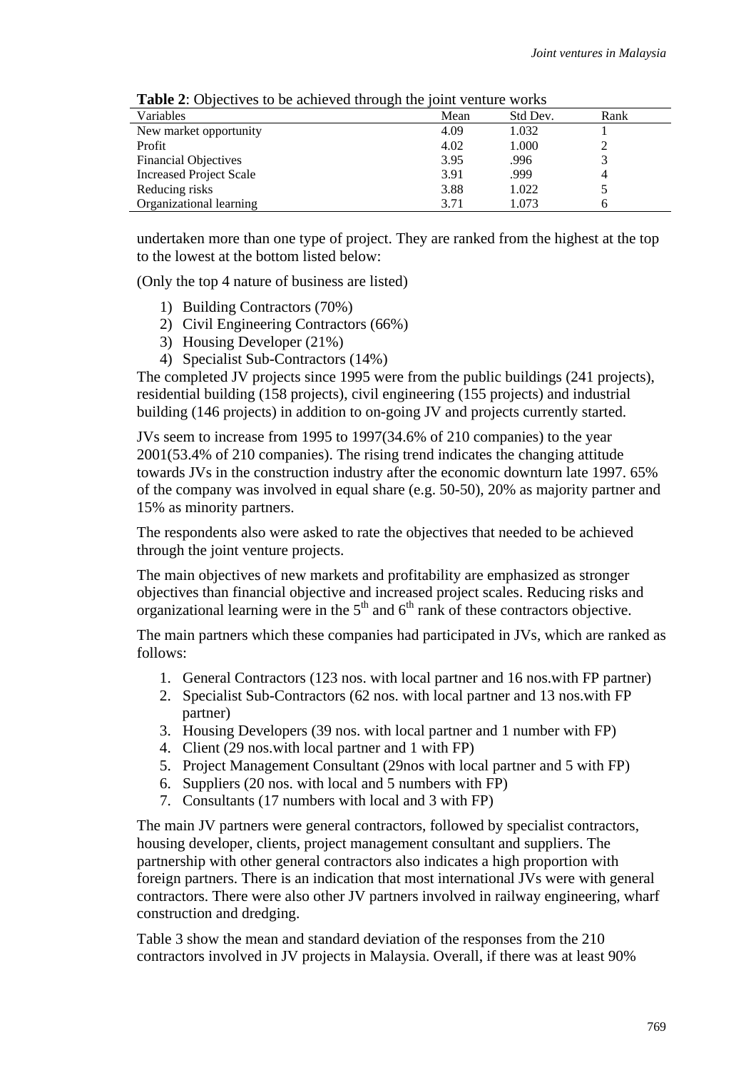**Table 2**: Objectives to be achieved through the joint venture works

| Variables | Mean | Std Dev. | Rank |
|---|---|---|---|
| New market opportunity | 4.09 | 1.032 | 1 |
| Profit | 4.02 | 1.000 | 2 |
| Financial Objectives | 3.95 | .996 | 3 |
| Increased Project Scale | 3.91 | .999 | 4 |
| Reducing risks | 3.88 | 1.022 | 5 |
| Organizational learning | 3.71 | 1.073 | 6 |

undertaken more than one type of project. They are ranked from the highest at the top to the lowest at the bottom listed below:

(Only the top 4 nature of business are listed)

1) Building Contractors (70%)
2) Civil Engineering Contractors (66%)
3) Housing Developer (21%)
4) Specialist Sub-Contractors (14%)

The completed JV projects since 1995 were from the public buildings (241 projects), residential building (158 projects), civil engineering (155 projects) and industrial building (146 projects) in addition to on-going JV and projects currently started.

JVs seem to increase from 1995 to 1997(34.6% of 210 companies) to the year 2001(53.4% of 210 companies). The rising trend indicates the changing attitude towards JVs in the construction industry after the economic downturn late 1997. 65% of the company was involved in equal share (e.g. 50-50), 20% as majority partner and 15% as minority partners.

The respondents also were asked to rate the objectives that needed to be achieved through the joint venture projects.

The main objectives of new markets and profitability are emphasized as stronger objectives than financial objective and increased project scales. Reducing risks and organizational learning were in the 5th and 6th rank of these contractors objective.

The main partners which these companies had participated in JVs, which are ranked as follows:

1. General Contractors (123 nos. with local partner and 16 nos.with FP partner)
2. Specialist Sub-Contractors (62 nos. with local partner and 13 nos.with FP partner)
3. Housing Developers (39 nos. with local partner and 1 number with FP)
4. Client (29 nos.with local partner and 1 with FP)
5. Project Management Consultant (29nos with local partner and 5 with FP)
6. Suppliers (20 nos. with local and 5 numbers with FP)
7. Consultants (17 numbers with local and 3 with FP)

The main JV partners were general contractors, followed by specialist contractors, housing developer, clients, project management consultant and suppliers. The partnership with other general contractors also indicates a high proportion with foreign partners. There is an indication that most international JVs were with general contractors. There were also other JV partners involved in railway engineering, wharf construction and dredging.

Table 3 show the mean and standard deviation of the responses from the 210 contractors involved in JV projects in Malaysia. Overall, if there was at least 90%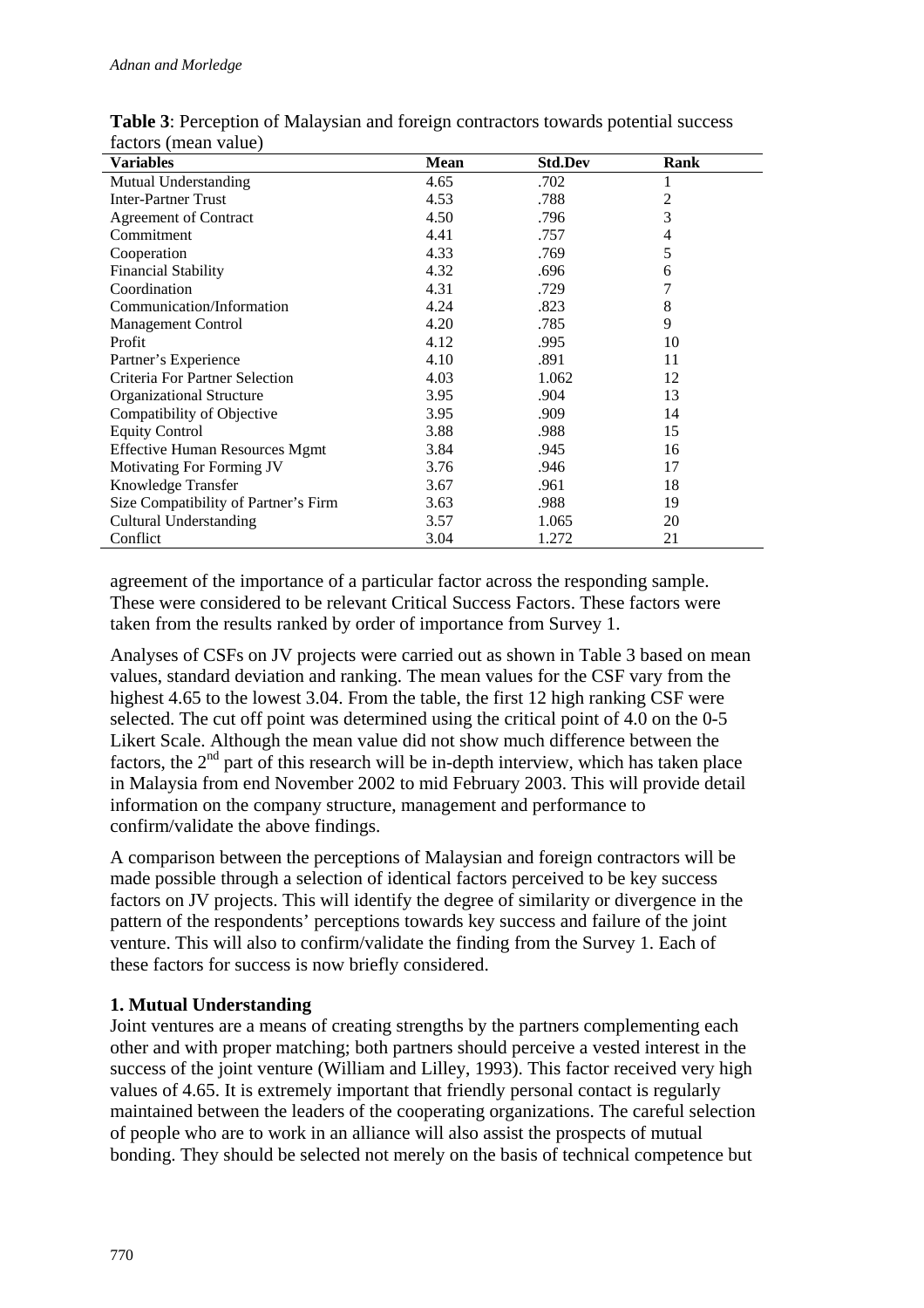**Table 3**: Perception of Malaysian and foreign contractors towards potential success factors (mean value)

| Variables | Mean | Std.Dev | Rank |
|---|---|---|---|
| Mutual Understanding | 4.65 | .702 | 1 |
| Inter-Partner Trust | 4.53 | .788 | 2 |
| Agreement of Contract | 4.50 | .796 | 3 |
| Commitment | 4.41 | .757 | 4 |
| Cooperation | 4.33 | .769 | 5 |
| Financial Stability | 4.32 | .696 | 6 |
| Coordination | 4.31 | .729 | 7 |
| Communication/Information | 4.24 | .823 | 8 |
| Management Control | 4.20 | .785 | 9 |
| Profit | 4.12 | .995 | 10 |
| Partner's Experience | 4.10 | .891 | 11 |
| Criteria For Partner Selection | 4.03 | 1.062 | 12 |
| Organizational Structure | 3.95 | .904 | 13 |
| Compatibility of Objective | 3.95 | .909 | 14 |
| Equity Control | 3.88 | .988 | 15 |
| Effective Human Resources Mgmt | 3.84 | .945 | 16 |
| Motivating For Forming JV | 3.76 | .946 | 17 |
| Knowledge Transfer | 3.67 | .961 | 18 |
| Size Compatibility of Partner's Firm | 3.63 | .988 | 19 |
| Cultural Understanding | 3.57 | 1.065 | 20 |
| Conflict | 3.04 | 1.272 | 21 |

agreement of the importance of a particular factor across the responding sample. These were considered to be relevant Critical Success Factors. These factors were taken from the results ranked by order of importance from Survey 1.

Analyses of CSFs on JV projects were carried out as shown in Table 3 based on mean values, standard deviation and ranking. The mean values for the CSF vary from the highest 4.65 to the lowest 3.04. From the table, the first 12 high ranking CSF were selected. The cut off point was determined using the critical point of 4.0 on the 0-5 Likert Scale. Although the mean value did not show much difference between the factors, the 2nd part of this research will be in-depth interview, which has taken place in Malaysia from end November 2002 to mid February 2003. This will provide detail information on the company structure, management and performance to confirm/validate the above findings.

A comparison between the perceptions of Malaysian and foreign contractors will be made possible through a selection of identical factors perceived to be key success factors on JV projects. This will identify the degree of similarity or divergence in the pattern of the respondents' perceptions towards key success and failure of the joint venture. This will also to confirm/validate the finding from the Survey 1. Each of these factors for success is now briefly considered.

**1. Mutual Understanding**

Joint ventures are a means of creating strengths by the partners complementing each other and with proper matching; both partners should perceive a vested interest in the success of the joint venture (William and Lilley, 1993). This factor received very high values of 4.65. It is extremely important that friendly personal contact is regularly maintained between the leaders of the cooperating organizations. The careful selection of people who are to work in an alliance will also assist the prospects of mutual bonding. They should be selected not merely on the basis of technical competence but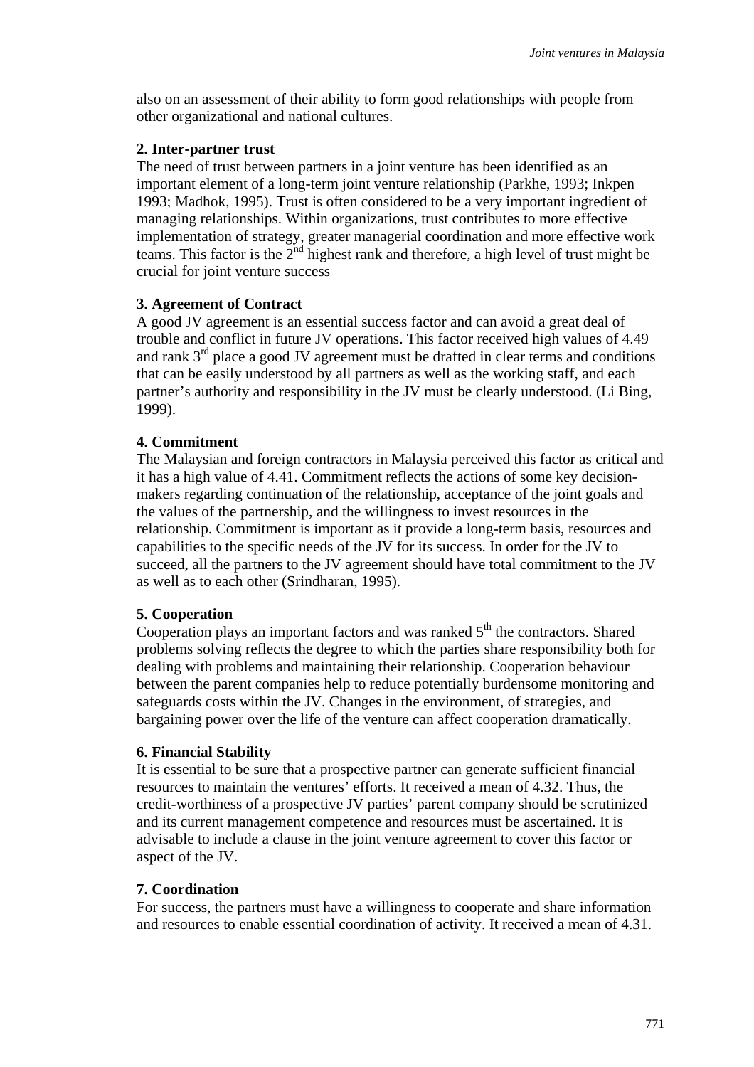also on an assessment of their ability to form good relationships with people from other organizational and national cultures.

**2. Inter-partner trust**

The need of trust between partners in a joint venture has been identified as an important element of a long-term joint venture relationship (Parkhe, 1993; Inkpen 1993; Madhok, 1995). Trust is often considered to be a very important ingredient of managing relationships. Within organizations, trust contributes to more effective implementation of strategy, greater managerial coordination and more effective work teams. This factor is the 2nd highest rank and therefore, a high level of trust might be crucial for joint venture success

**3. Agreement of Contract**

A good JV agreement is an essential success factor and can avoid a great deal of trouble and conflict in future JV operations. This factor received high values of 4.49 and rank 3rd place a good JV agreement must be drafted in clear terms and conditions that can be easily understood by all partners as well as the working staff, and each partner's authority and responsibility in the JV must be clearly understood. (Li Bing, 1999).

**4. Commitment**

The Malaysian and foreign contractors in Malaysia perceived this factor as critical and it has a high value of 4.41. Commitment reflects the actions of some key decision-makers regarding continuation of the relationship, acceptance of the joint goals and the values of the partnership, and the willingness to invest resources in the relationship. Commitment is important as it provide a long-term basis, resources and capabilities to the specific needs of the JV for its success. In order for the JV to succeed, all the partners to the JV agreement should have total commitment to the JV as well as to each other (Srindharan, 1995).

**5. Cooperation**

Cooperation plays an important factors and was ranked 5th the contractors. Shared problems solving reflects the degree to which the parties share responsibility both for dealing with problems and maintaining their relationship. Cooperation behaviour between the parent companies help to reduce potentially burdensome monitoring and safeguards costs within the JV. Changes in the environment, of strategies, and bargaining power over the life of the venture can affect cooperation dramatically.

**6. Financial Stability**

It is essential to be sure that a prospective partner can generate sufficient financial resources to maintain the ventures' efforts. It received a mean of 4.32. Thus, the credit-worthiness of a prospective JV parties' parent company should be scrutinized and its current management competence and resources must be ascertained. It is advisable to include a clause in the joint venture agreement to cover this factor or aspect of the JV.

**7. Coordination**

For success, the partners must have a willingness to cooperate and share information and resources to enable essential coordination of activity. It received a mean of 4.31.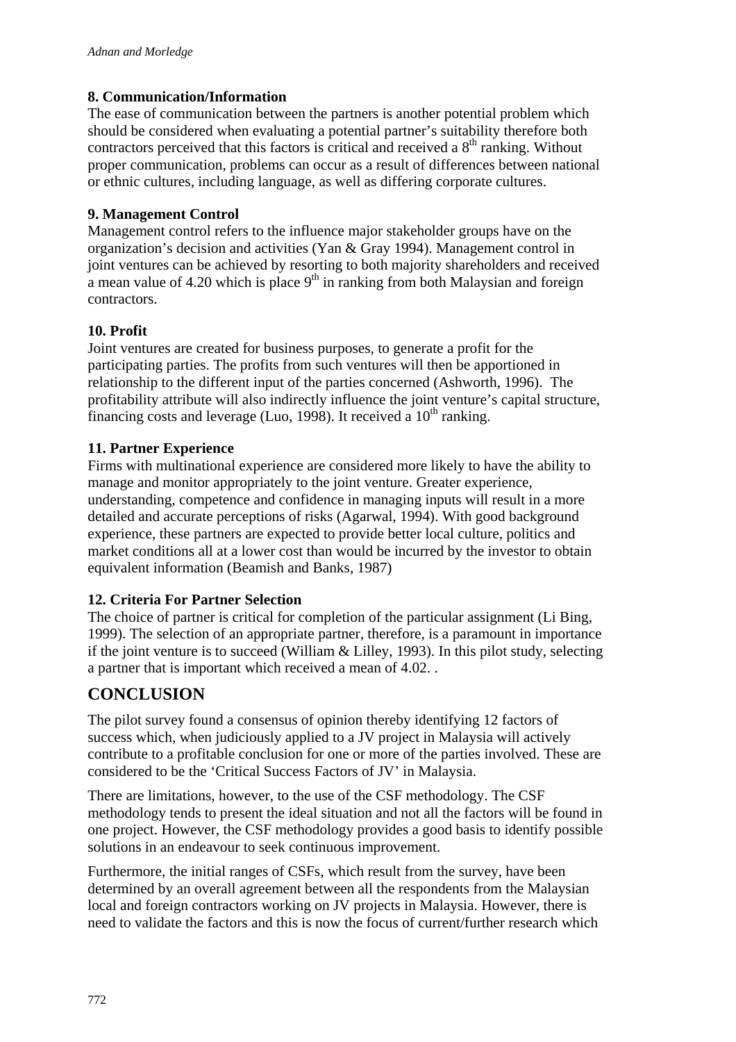### 8. Communication/Information

The ease of communication between the partners is another potential problem which should be considered when evaluating a potential partner's suitability therefore both contractors perceived that this factors is critical and received a 8$^{th}$ ranking. Without proper communication, problems can occur as a result of differences between national or ethnic cultures, including language, as well as differing corporate cultures.

### 9. Management Control

Management control refers to the influence major stakeholder groups have on the organization's decision and activities (Yan & Gray 1994). Management control in joint ventures can be achieved by resorting to both majority shareholders and received a mean value of 4.20 which is place 9$^{th}$ in ranking from both Malaysian and foreign contractors.

### 10. Profit

Joint ventures are created for business purposes, to generate a profit for the participating parties. The profits from such ventures will then be apportioned in relationship to the different input of the parties concerned (Ashworth, 1996). The profitability attribute will also indirectly influence the joint venture's capital structure, financing costs and leverage (Luo, 1998). It received a 10$^{th}$ ranking.

### 11. Partner Experience

Firms with multinational experience are considered more likely to have the ability to manage and monitor appropriately to the joint venture. Greater experience, understanding, competence and confidence in managing inputs will result in a more detailed and accurate perceptions of risks (Agarwal, 1994). With good background experience, these partners are expected to provide better local culture, politics and market conditions all at a lower cost than would be incurred by the investor to obtain equivalent information (Beamish and Banks, 1987)

### 12. Criteria For Partner Selection

The choice of partner is critical for completion of the particular assignment (Li Bing, 1999). The selection of an appropriate partner, therefore, is a paramount in importance if the joint venture is to succeed (William & Lilley, 1993). In this pilot study, selecting a partner that is important which received a mean of 4.02. .

## CONCLUSION

The pilot survey found a consensus of opinion thereby identifying 12 factors of success which, when judiciously applied to a JV project in Malaysia will actively contribute to a profitable conclusion for one or more of the parties involved. These are considered to be the 'Critical Success Factors of JV' in Malaysia.

There are limitations, however, to the use of the CSF methodology. The CSF methodology tends to present the ideal situation and not all the factors will be found in one project. However, the CSF methodology provides a good basis to identify possible solutions in an endeavour to seek continuous improvement.

Furthermore, the initial ranges of CSFs, which result from the survey, have been determined by an overall agreement between all the respondents from the Malaysian local and foreign contractors working on JV projects in Malaysia. However, there is need to validate the factors and this is now the focus of current/further research which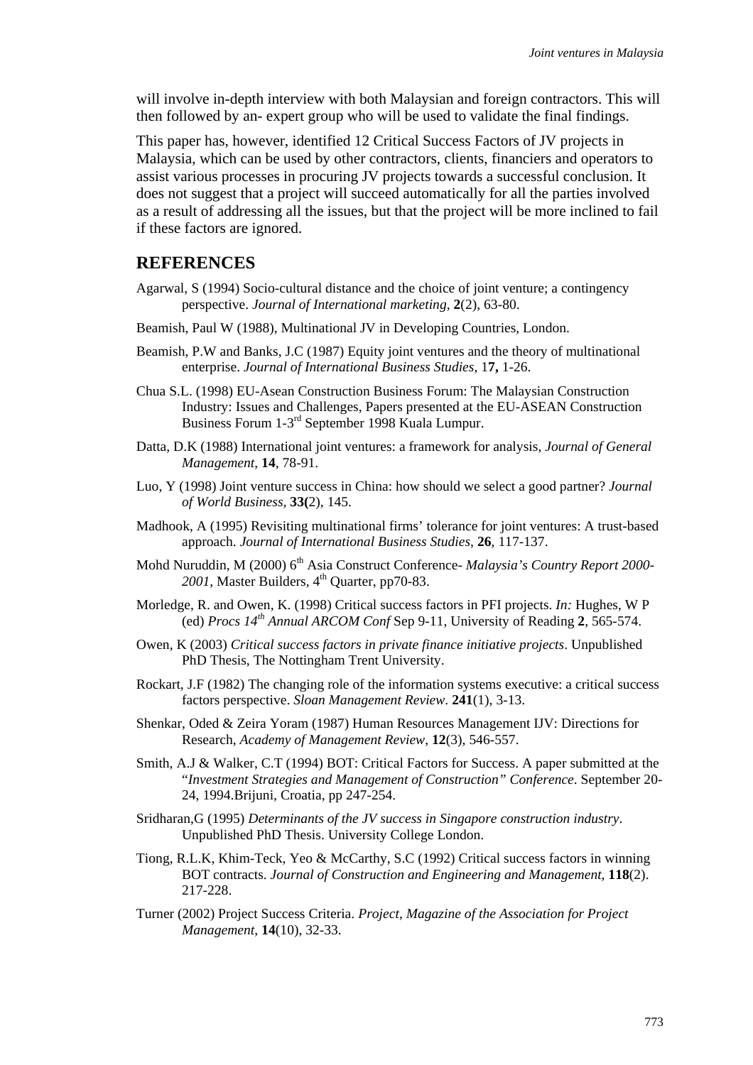will involve in-depth interview with both Malaysian and foreign contractors. This will then followed by an- expert group who will be used to validate the final findings.

This paper has, however, identified 12 Critical Success Factors of JV projects in Malaysia, which can be used by other contractors, clients, financiers and operators to assist various processes in procuring JV projects towards a successful conclusion. It does not suggest that a project will succeed automatically for all the parties involved as a result of addressing all the issues, but that the project will be more inclined to fail if these factors are ignored.

## REFERENCES

Agarwal, S (1994) Socio-cultural distance and the choice of joint venture; a contingency perspective. *Journal of International marketing*, **2**(2), 63-80.

Beamish, Paul W (1988), Multinational JV in Developing Countries, London.

Beamish, P.W and Banks, J.C (1987) Equity joint ventures and the theory of multinational enterprise. *Journal of International Business Studies*, 1**7,** 1-26.

Chua S.L. (1998) EU-Asean Construction Business Forum: The Malaysian Construction Industry: Issues and Challenges, Papers presented at the EU-ASEAN Construction Business Forum 1-3rd September 1998 Kuala Lumpur.

Datta, D.K (1988) International joint ventures: a framework for analysis, *Journal of General Management*, **14**, 78-91.

Luo, Y (1998) Joint venture success in China: how should we select a good partner? *Journal of World Business*, **33(**2), 145.

Madhook, A (1995) Revisiting multinational firms' tolerance for joint ventures: A trust-based approach. *Journal of International Business Studies*, **26**, 117-137.

Mohd Nuruddin, M (2000) 6th Asia Construct Conference- *Malaysia's Country Report 2000-2001*, Master Builders, 4th Quarter, pp70-83.

Morledge, R. and Owen, K. (1998) Critical success factors in PFI projects. *In:* Hughes, W P (ed) *Procs 14th Annual ARCOM Conf* Sep 9-11, University of Reading **2**, 565-574.

Owen, K (2003) *Critical success factors in private finance initiative projects*. Unpublished PhD Thesis, The Nottingham Trent University.

Rockart, J.F (1982) The changing role of the information systems executive: a critical success factors perspective. *Sloan Management Review*. **241**(1), 3-13.

Shenkar, Oded & Zeira Yoram (1987) Human Resources Management IJV: Directions for Research, *Academy of Management Review*, **12**(3), 546-557.

Smith, A.J & Walker, C.T (1994) BOT: Critical Factors for Success. A paper submitted at the "*Investment Strategies and Management of Construction" Conference*. September 20-24, 1994.Brijuni, Croatia, pp 247-254.

Sridharan,G (1995) *Determinants of the JV success in Singapore construction industry*. Unpublished PhD Thesis. University College London.

Tiong, R.L.K, Khim-Teck, Yeo & McCarthy, S.C (1992) Critical success factors in winning BOT contracts. *Journal of Construction and Engineering and Management*, **118**(2). 217-228.

Turner (2002) Project Success Criteria. *Project, Magazine of the Association for Project Management*, **14**(10), 32-33.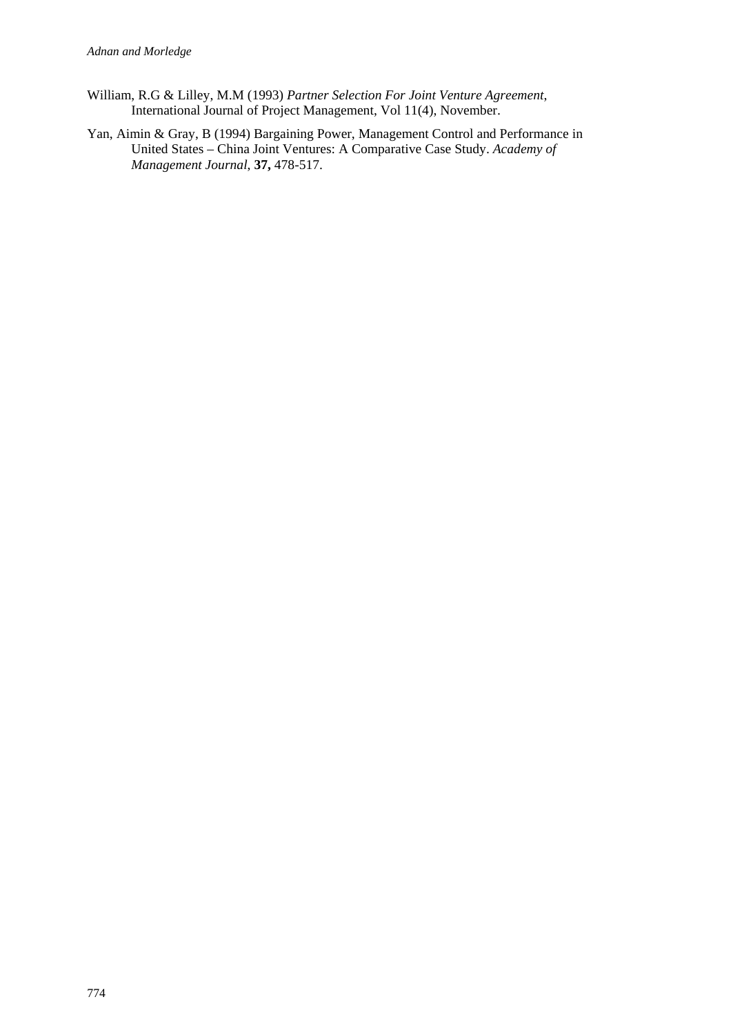William, R.G & Lilley, M.M (1993) *Partner Selection For Joint Venture Agreement*, International Journal of Project Management, Vol 11(4), November.

Yan, Aimin & Gray, B (1994) Bargaining Power, Management Control and Performance in United States – China Joint Ventures: A Comparative Case Study. *Academy of Management Journal*, **37,** 478-517.